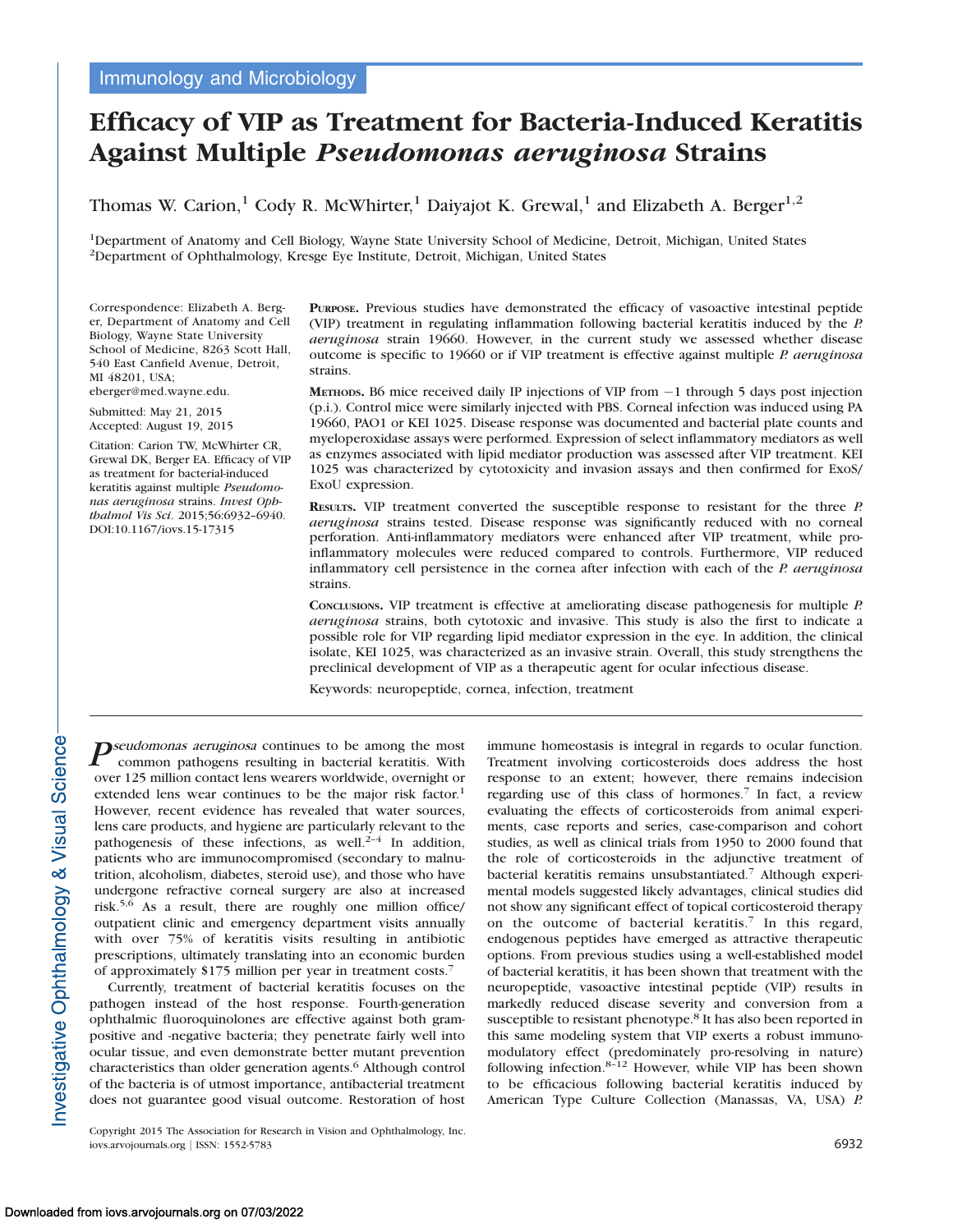Immunology and Microbiology

# Efficacy of VIP as Treatment for Bacteria-Induced Keratitis Against Multiple *Pseudomonas aeruginosa* Strains

Thomas W. Carion,[1] Cody R. McWhirter,[1] Daiyajot K. Grewal,[1] and Elizabeth A. Berger[1,2]

[1]Department of Anatomy and Cell Biology, Wayne State University School of Medicine, Detroit, Michigan, United States
[2]Department of Ophthalmology, Kresge Eye Institute, Detroit, Michigan, United States

Correspondence: Elizabeth A. Berger, Department of Anatomy and Cell Biology, Wayne State University School of Medicine, 8263 Scott Hall, 540 East Canfield Avenue, Detroit, MI 48201, USA; eberger@med.wayne.edu.

Submitted: May 21, 2015
Accepted: August 19, 2015

Citation: Carion TW, McWhirter CR, Grewal DK, Berger EA. Efficacy of VIP as treatment for bacterial-induced keratitis against multiple *Pseudomonas aeruginosa* strains. *Invest Ophthalmol Vis Sci*. 2015;56:6932–6940. DOI:10.1167/iovs.15-17315

**PURPOSE.** Previous studies have demonstrated the efficacy of vasoactive intestinal peptide (VIP) treatment in regulating inflammation following bacterial keratitis induced by the *P. aeruginosa* strain 19660. However, in the current study we assessed whether disease outcome is specific to 19660 or if VIP treatment is effective against multiple *P. aeruginosa* strains.

**METHODS.** B6 mice received daily IP injections of VIP from −1 through 5 days post injection (p.i.). Control mice were similarly injected with PBS. Corneal infection was induced using PA 19660, PAO1 or KEI 1025. Disease response was documented and bacterial plate counts and myeloperoxidase assays were performed. Expression of select inflammatory mediators as well as enzymes associated with lipid mediator production was assessed after VIP treatment. KEI 1025 was characterized by cytotoxicity and invasion assays and then confirmed for ExoS/ExoU expression.

**RESULTS.** VIP treatment converted the susceptible response to resistant for the three *P. aeruginosa* strains tested. Disease response was significantly reduced with no corneal perforation. Anti-inflammatory mediators were enhanced after VIP treatment, while pro-inflammatory molecules were reduced compared to controls. Furthermore, VIP reduced inflammatory cell persistence in the cornea after infection with each of the *P. aeruginosa* strains.

**CONCLUSIONS.** VIP treatment is effective at ameliorating disease pathogenesis for multiple *P. aeruginosa* strains, both cytotoxic and invasive. This study is also the first to indicate a possible role for VIP regarding lipid mediator expression in the eye. In addition, the clinical isolate, KEI 1025, was characterized as an invasive strain. Overall, this study strengthens the preclinical development of VIP as a therapeutic agent for ocular infectious disease.

Keywords: neuropeptide, cornea, infection, treatment

*Pseudomonas aeruginosa* continues to be among the most common pathogens resulting in bacterial keratitis. With over 125 million contact lens wearers worldwide, overnight or extended lens wear continues to be the major risk factor.[1] However, recent evidence has revealed that water sources, lens care products, and hygiene are particularly relevant to the pathogenesis of these infections, as well.[2–4] In addition, patients who are immunocompromised (secondary to malnutrition, alcoholism, diabetes, steroid use), and those who have undergone refractive corneal surgery are also at increased risk.[5,6] As a result, there are roughly one million office/outpatient clinic and emergency department visits annually with over 75% of keratitis visits resulting in antibiotic prescriptions, ultimately translating into an economic burden of approximately $175 million per year in treatment costs.[7]

Currently, treatment of bacterial keratitis focuses on the pathogen instead of the host response. Fourth-generation ophthalmic fluoroquinolones are effective against both gram-positive and -negative bacteria; they penetrate fairly well into ocular tissue, and even demonstrate better mutant prevention characteristics than older generation agents.[6] Although control of the bacteria is of utmost importance, antibacterial treatment does not guarantee good visual outcome. Restoration of host immune homeostasis is integral in regards to ocular function. Treatment involving corticosteroids does address the host response to an extent; however, there remains indecision regarding use of this class of hormones.[7] In fact, a review evaluating the effects of corticosteroids from animal experiments, case reports and series, case-comparison and cohort studies, as well as clinical trials from 1950 to 2000 found that the role of corticosteroids in the adjunctive treatment of bacterial keratitis remains unsubstantiated.[7] Although experimental models suggested likely advantages, clinical studies did not show any significant effect of topical corticosteroid therapy on the outcome of bacterial keratitis.[7] In this regard, endogenous peptides have emerged as attractive therapeutic options. From previous studies using a well-established model of bacterial keratitis, it has been shown that treatment with the neuropeptide, vasoactive intestinal peptide (VIP) results in markedly reduced disease severity and conversion from a susceptible to resistant phenotype.[8] It has also been reported in this same modeling system that VIP exerts a robust immunomodulatory effect (predominately pro-resolving in nature) following infection.[8–12] However, while VIP has been shown to be efficacious following bacterial keratitis induced by American Type Culture Collection (Manassas, VA, USA) *P.*

Copyright 2015 The Association for Research in Vision and Ophthalmology, Inc.
iovs.arvojournals.org | ISSN: 1552-5783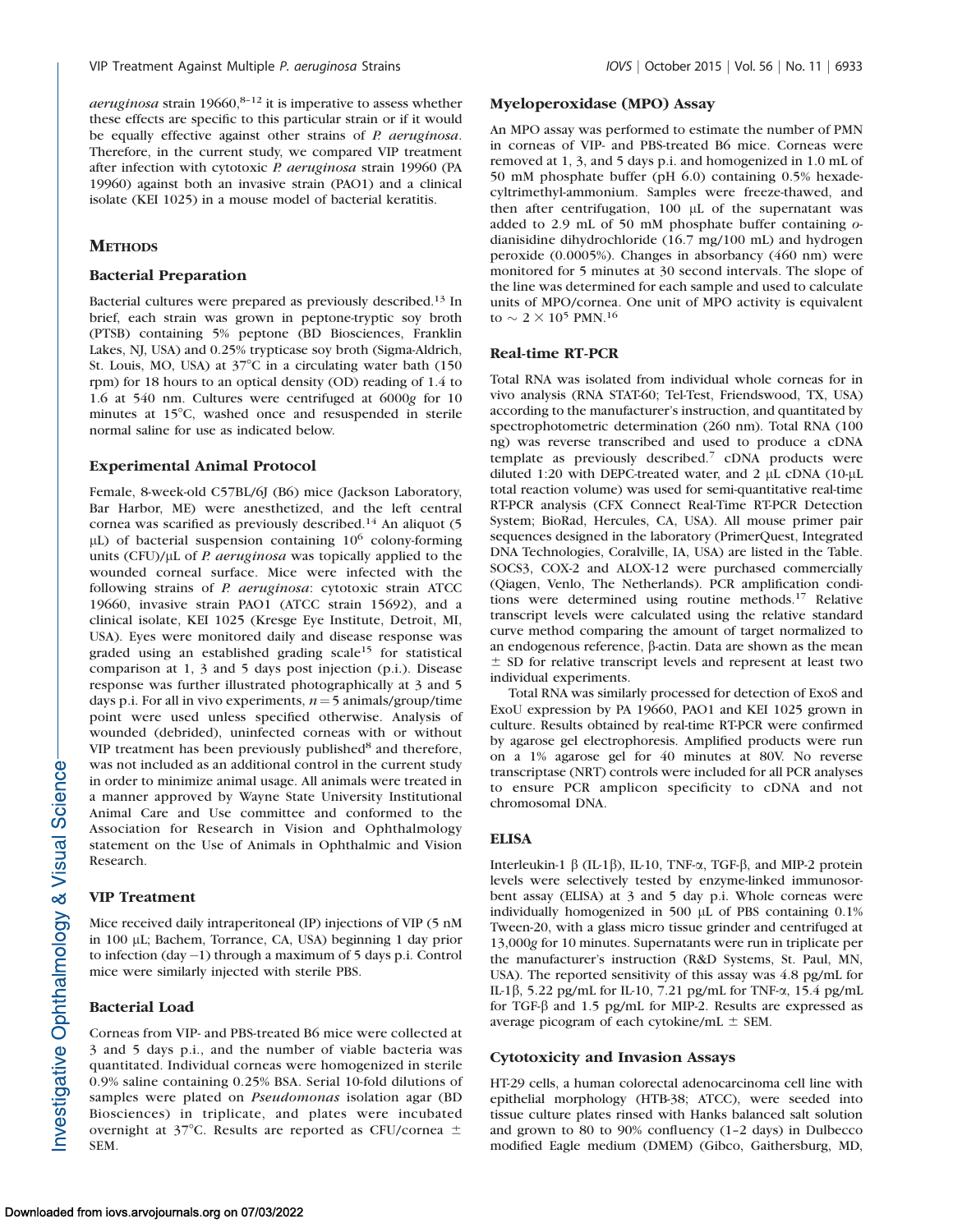*aeruginosa* strain 19660,[8–12] it is imperative to assess whether these effects are specific to this particular strain or if it would be equally effective against other strains of *P. aeruginosa*. Therefore, in the current study, we compared VIP treatment after infection with cytotoxic *P. aeruginosa* strain 19960 (PA 19960) against both an invasive strain (PAO1) and a clinical isolate (KEI 1025) in a mouse model of bacterial keratitis.

## METHODS

### Bacterial Preparation

Bacterial cultures were prepared as previously described.[13] In brief, each strain was grown in peptone-tryptic soy broth (PTSB) containing 5% peptone (BD Biosciences, Franklin Lakes, NJ, USA) and 0.25% trypticase soy broth (Sigma-Aldrich, St. Louis, MO, USA) at 37°C in a circulating water bath (150 rpm) for 18 hours to an optical density (OD) reading of 1.4 to 1.6 at 540 nm. Cultures were centrifuged at 6000*g* for 10 minutes at 15°C, washed once and resuspended in sterile normal saline for use as indicated below.

### Experimental Animal Protocol

Female, 8-week-old C57BL/6J (B6) mice (Jackson Laboratory, Bar Harbor, ME) were anesthetized, and the left central cornea was scarified as previously described.[14] An aliquot (5 μL) of bacterial suspension containing $10^6$ colony-forming units (CFU)/μL of *P. aeruginosa* was topically applied to the wounded corneal surface. Mice were infected with the following strains of *P. aeruginosa*: cytotoxic strain ATCC 19660, invasive strain PAO1 (ATCC strain 15692), and a clinical isolate, KEI 1025 (Kresge Eye Institute, Detroit, MI, USA). Eyes were monitored daily and disease response was graded using an established grading scale[15] for statistical comparison at 1, 3 and 5 days post injection (p.i.). Disease response was further illustrated photographically at 3 and 5 days p.i. For all in vivo experiments, $n = 5$ animals/group/time point were used unless specified otherwise. Analysis of wounded (debrided), uninfected corneas with or without VIP treatment has been previously published[8] and therefore, was not included as an additional control in the current study in order to minimize animal usage. All animals were treated in a manner approved by Wayne State University Institutional Animal Care and Use committee and conformed to the Association for Research in Vision and Ophthalmology statement on the Use of Animals in Ophthalmic and Vision Research.

### VIP Treatment

Mice received daily intraperitoneal (IP) injections of VIP (5 nM in 100 μL; Bachem, Torrance, CA, USA) beginning 1 day prior to infection (day −1) through a maximum of 5 days p.i. Control mice were similarly injected with sterile PBS.

### Bacterial Load

Corneas from VIP- and PBS-treated B6 mice were collected at 3 and 5 days p.i., and the number of viable bacteria was quantitated. Individual corneas were homogenized in sterile 0.9% saline containing 0.25% BSA. Serial 10-fold dilutions of samples were plated on *Pseudomonas* isolation agar (BD Biosciences) in triplicate, and plates were incubated overnight at 37°C. Results are reported as CFU/cornea ± SEM.

### Myeloperoxidase (MPO) Assay

An MPO assay was performed to estimate the number of PMN in corneas of VIP- and PBS-treated B6 mice. Corneas were removed at 1, 3, and 5 days p.i. and homogenized in 1.0 mL of 50 mM phosphate buffer (pH 6.0) containing 0.5% hexadecyltrimethyl-ammonium. Samples were freeze-thawed, and then after centrifugation, 100 μL of the supernatant was added to 2.9 mL of 50 mM phosphate buffer containing *o*-dianisidine dihydrochloride (16.7 mg/100 mL) and hydrogen peroxide (0.0005%). Changes in absorbancy (460 nm) were monitored for 5 minutes at 30 second intervals. The slope of the line was determined for each sample and used to calculate units of MPO/cornea. One unit of MPO activity is equivalent to $\sim 2 \times 10^5$ PMN.[16]

### Real-time RT-PCR

Total RNA was isolated from individual whole corneas for in vivo analysis (RNA STAT-60; Tel-Test, Friendswood, TX, USA) according to the manufacturer's instruction, and quantitated by spectrophotometric determination (260 nm). Total RNA (100 ng) was reverse transcribed and used to produce a cDNA template as previously described.[7] cDNA products were diluted 1:20 with DEPC-treated water, and 2 μL cDNA (10-μL total reaction volume) was used for semi-quantitative real-time RT-PCR analysis (CFX Connect Real-Time RT-PCR Detection System; BioRad, Hercules, CA, USA). All mouse primer pair sequences designed in the laboratory (PrimerQuest, Integrated DNA Technologies, Coralville, IA, USA) are listed in the Table. SOCS3, COX-2 and ALOX-12 were purchased commercially (Qiagen, Venlo, The Netherlands). PCR amplification conditions were determined using routine methods.[17] Relative transcript levels were calculated using the relative standard curve method comparing the amount of target normalized to an endogenous reference, β-actin. Data are shown as the mean ± SD for relative transcript levels and represent at least two individual experiments.

Total RNA was similarly processed for detection of ExoS and ExoU expression by PA 19660, PAO1 and KEI 1025 grown in culture. Results obtained by real-time RT-PCR were confirmed by agarose gel electrophoresis. Amplified products were run on a 1% agarose gel for 40 minutes at 80V. No reverse transcriptase (NRT) controls were included for all PCR analyses to ensure PCR amplicon specificity to cDNA and not chromosomal DNA.

### ELISA

Interleukin-1 β (IL-1β), IL-10, TNF-α, TGF-β, and MIP-2 protein levels were selectively tested by enzyme-linked immunosorbent assay (ELISA) at 3 and 5 day p.i. Whole corneas were individually homogenized in 500 μL of PBS containing 0.1% Tween-20, with a glass micro tissue grinder and centrifuged at 13,000*g* for 10 minutes. Supernatants were run in triplicate per the manufacturer's instruction (R&D Systems, St. Paul, MN, USA). The reported sensitivity of this assay was 4.8 pg/mL for IL-1β, 5.22 pg/mL for IL-10, 7.21 pg/mL for TNF-α, 15.4 pg/mL for TGF-β and 1.5 pg/mL for MIP-2. Results are expressed as average picogram of each cytokine/mL ± SEM.

### Cytotoxicity and Invasion Assays

HT-29 cells, a human colorectal adenocarcinoma cell line with epithelial morphology (HTB-38; ATCC), were seeded into tissue culture plates rinsed with Hanks balanced salt solution and grown to 80 to 90% confluency (1–2 days) in Dulbecco modified Eagle medium (DMEM) (Gibco, Gaithersburg, MD,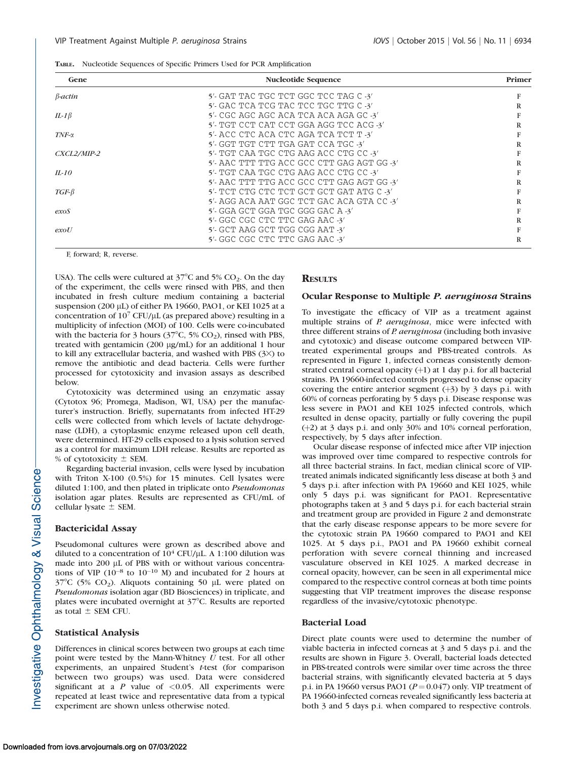**TABLE.** Nucleotide Sequences of Specific Primers Used for PCR Amplification

| Gene | Nucleotide Sequence | Primer |
|---|---|---|
| *β-actin* | 5′- GAT TAC TGC TCT GGC TCC TAG C -3′ | F |
| | 5′- GAC TCA TCG TAC TCC TGC TTG C -3′ | R |
| *IL-1β* | 5′- CGC AGC AGC ACA TCA ACA AGA GC -3′ | F |
| | 5′- TGT CCT CAT CCT GGA AGG TCC ACG -3′ | R |
| *TNF-α* | 5′- ACC CTC ACA CTC AGA TCA TCT T -3′ | F |
| | 5′- GGT TGT CTT TGA GAT CCA TGC -3′ | R |
| *CXCL2/MIP-2* | 5′- TGT CAA TGC CTG AAG ACC CTG CC -3′ | F |
| | 5′- AAC TTT TTG ACC GCC CTT GAG AGT GG -3′ | R |
| *IL-10* | 5′- TGT CAA TGC CTG AAG ACC CTG CC -3′ | F |
| | 5′- AAC TTT TTG ACC GCC CTT GAG AGT GG -3′ | R |
| *TGF-β* | 5′- TCT CTG CTC TCT GCT GCT GAT ATG C -3′ | F |
| | 5′- AGG ACA AAT GGC TCT GAC ACA GTA CC -3′ | R |
| *exoS* | 5′- GGA GCT GGA TGC GGG GAC A -3′ | F |
| | 5′- GGC CGC CTC TTC GAG AAC -3′ | R |
| *exoU* | 5′- GCT AAG GCT TGG CGG AAT -3′ | F |
| | 5′- GGC CGC CTC TTC GAG AAC -3′ | R |

F, forward; R, reverse.

USA). The cells were cultured at 37°C and 5% $CO_2$. On the day of the experiment, the cells were rinsed with PBS, and then incubated in fresh culture medium containing a bacterial suspension (200 μL) of either PA 19660, PAO1, or KEI 1025 at a concentration of $10^7$ CFU/μL (as prepared above) resulting in a multiplicity of infection (MOI) of 100. Cells were co-incubated with the bacteria for 3 hours (37°C, 5% $CO_2$), rinsed with PBS, treated with gentamicin (200 μg/mL) for an additional 1 hour to kill any extracellular bacteria, and washed with PBS (3×) to remove the antibiotic and dead bacteria. Cells were further processed for cytotoxicity and invasion assays as described below.

Cytotoxicity was determined using an enzymatic assay (Cytotox 96; Promega, Madison, WI, USA) per the manufacturer's instruction. Briefly, supernatants from infected HT-29 cells were collected from which levels of lactate dehydrogenase (LDH), a cytoplasmic enzyme released upon cell death, were determined. HT-29 cells exposed to a lysis solution served as a control for maximum LDH release. Results are reported as % of cytotoxicity ± SEM.

Regarding bacterial invasion, cells were lysed by incubation with Triton X-100 (0.5%) for 15 minutes. Cell lysates were diluted 1:100, and then plated in triplicate onto *Pseudomonas* isolation agar plates. Results are represented as CFU/mL of cellular lysate ± SEM.

### Bactericidal Assay

Pseudomonal cultures were grown as described above and diluted to a concentration of $10^4$ CFU/μL. A 1:100 dilution was made into 200 μL of PBS with or without various concentrations of VIP ($10^{-8}$ to $10^{-10}$ M) and incubated for 2 hours at 37°C (5% $CO_2$). Aliquots containing 50 μL were plated on *Pseudomonas* isolation agar (BD Biosciences) in triplicate, and plates were incubated overnight at 37°C. Results are reported as total ± SEM CFU.

### Statistical Analysis

Differences in clinical scores between two groups at each time point were tested by the Mann-Whitney *U* test. For all other experiments, an unpaired Student's *t*-test (for comparison between two groups) was used. Data were considered significant at a *P* value of <0.05. All experiments were repeated at least twice and representative data from a typical experiment are shown unless otherwise noted.

## RESULTS

### Ocular Response to Multiple *P. aeruginosa* Strains

To investigate the efficacy of VIP as a treatment against multiple strains of *P. aeruginosa*, mice were infected with three different strains of *P. aeruginosa* (including both invasive and cytotoxic) and disease outcome compared between VIP-treated experimental groups and PBS-treated controls. As represented in Figure 1, infected corneas consistently demonstrated central corneal opacity (+1) at 1 day p.i. for all bacterial strains. PA 19660-infected controls progressed to dense opacity covering the entire anterior segment (+3) by 3 days p.i. with 60% of corneas perforating by 5 days p.i. Disease response was less severe in PAO1 and KEI 1025 infected controls, which resulted in dense opacity, partially or fully covering the pupil (+2) at 3 days p.i. and only 30% and 10% corneal perforation, respectively, by 5 days after infection.

Ocular disease response of infected mice after VIP injection was improved over time compared to respective controls for all three bacterial strains. In fact, median clinical score of VIP-treated animals indicated significantly less disease at both 3 and 5 days p.i. after infection with PA 19660 and KEI 1025, while only 5 days p.i. was significant for PAO1. Representative photographs taken at 3 and 5 days p.i. for each bacterial strain and treatment group are provided in Figure 2 and demonstrate that the early disease response appears to be more severe for the cytotoxic strain PA 19660 compared to PAO1 and KEI 1025. At 5 days p.i., PAO1 and PA 19660 exhibit corneal perforation with severe corneal thinning and increased vasculature observed in KEI 1025. A marked decrease in corneal opacity, however, can be seen in all experimental mice compared to the respective control corneas at both time points suggesting that VIP treatment improves the disease response regardless of the invasive/cytotoxic phenotype.

### Bacterial Load

Direct plate counts were used to determine the number of viable bacteria in infected corneas at 3 and 5 days p.i. and the results are shown in Figure 3. Overall, bacterial loads detected in PBS-treated controls were similar over time across the three bacterial strains, with significantly elevated bacteria at 5 days p.i. in PA 19660 versus PAO1 ($P = 0.047$) only. VIP treatment of PA 19660-infected corneas revealed significantly less bacteria at both 3 and 5 days p.i. when compared to respective controls.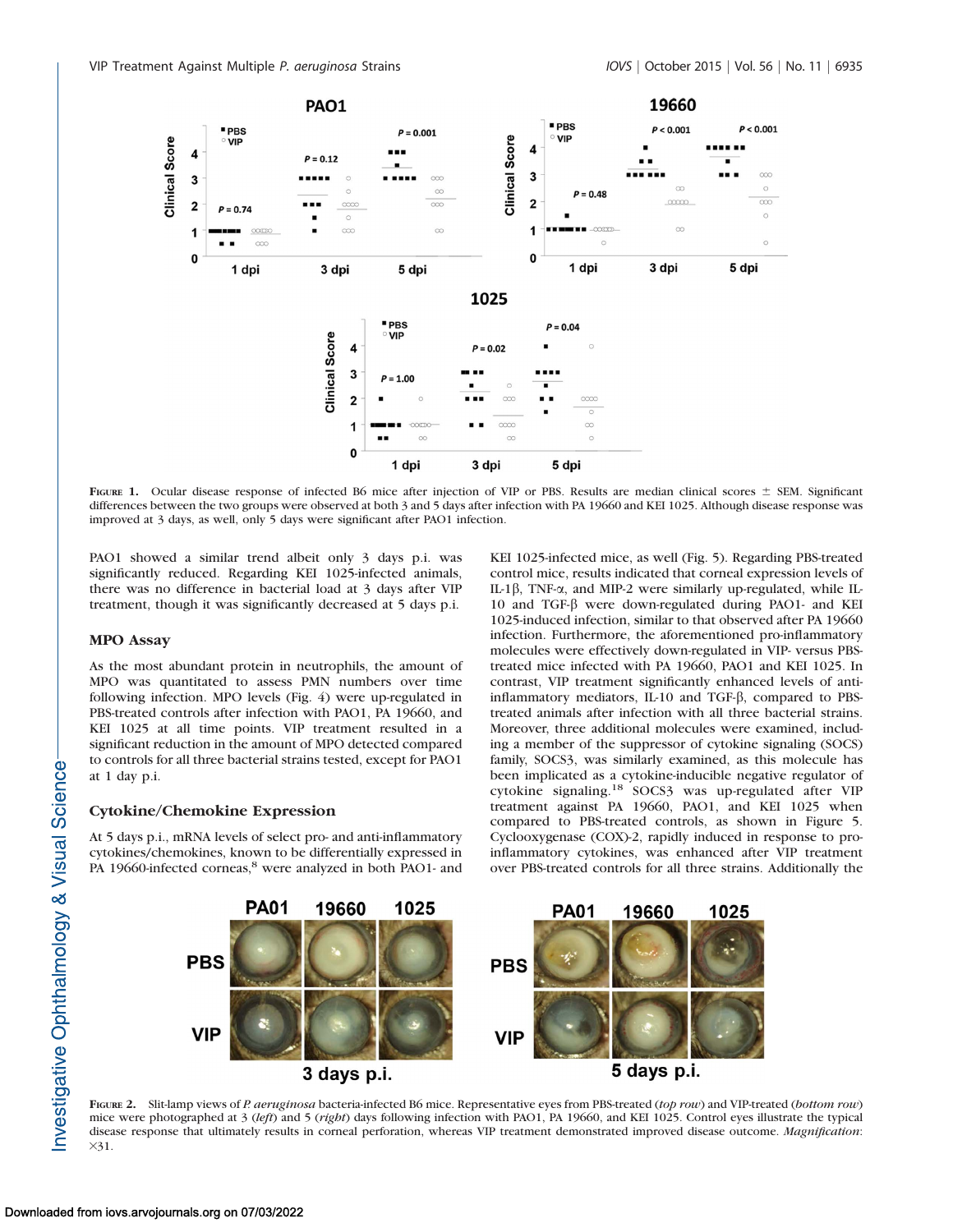FIGURE 1. Ocular disease response of infected B6 mice after injection of VIP or PBS. Results are median clinical scores ± SEM. Significant differences between the two groups were observed at both 3 and 5 days after infection with PA 19660 and KEI 1025. Although disease response was improved at 3 days, as well, only 5 days were significant after PAO1 infection.

PAO1 showed a similar trend albeit only 3 days p.i. was significantly reduced. Regarding KEI 1025-infected animals, there was no difference in bacterial load at 3 days after VIP treatment, though it was significantly decreased at 5 days p.i.

### MPO Assay

As the most abundant protein in neutrophils, the amount of MPO was quantitated to assess PMN numbers over time following infection. MPO levels (Fig. 4) were up-regulated in PBS-treated controls after infection with PAO1, PA 19660, and KEI 1025 at all time points. VIP treatment resulted in a significant reduction in the amount of MPO detected compared to controls for all three bacterial strains tested, except for PAO1 at 1 day p.i.

### Cytokine/Chemokine Expression

At 5 days p.i., mRNA levels of select pro- and anti-inflammatory cytokines/chemokines, known to be differentially expressed in PA 19660-infected corneas,[8] were analyzed in both PAO1- and KEI 1025-infected mice, as well (Fig. 5). Regarding PBS-treated control mice, results indicated that corneal expression levels of IL-1β, TNF-α, and MIP-2 were similarly up-regulated, while IL-10 and TGF-β were down-regulated during PAO1- and KEI 1025-induced infection, similar to that observed after PA 19660 infection. Furthermore, the aforementioned pro-inflammatory molecules were effectively down-regulated in VIP- versus PBS-treated mice infected with PA 19660, PAO1 and KEI 1025. In contrast, VIP treatment significantly enhanced levels of anti-inflammatory mediators, IL-10 and TGF-β, compared to PBS-treated animals after infection with all three bacterial strains. Moreover, three additional molecules were examined, including a member of the suppressor of cytokine signaling (SOCS) family, SOCS3, was similarly examined, as this molecule has been implicated as a cytokine-inducible negative regulator of cytokine signaling.[18] SOCS3 was up-regulated after VIP treatment against PA 19660, PAO1, and KEI 1025 when compared to PBS-treated controls, as shown in Figure 5. Cyclooxygenase (COX)-2, rapidly induced in response to pro-inflammatory cytokines, was enhanced after VIP treatment over PBS-treated controls for all three strains. Additionally the

FIGURE 2. Slit-lamp views of *P. aeruginosa* bacteria-infected B6 mice. Representative eyes from PBS-treated (*top row*) and VIP-treated (*bottom row*) mice were photographed at 3 (*left*) and 5 (*right*) days following infection with PAO1, PA 19660, and KEI 1025. Control eyes illustrate the typical disease response that ultimately results in corneal perforation, whereas VIP treatment demonstrated improved disease outcome. *Magnification*: ×31.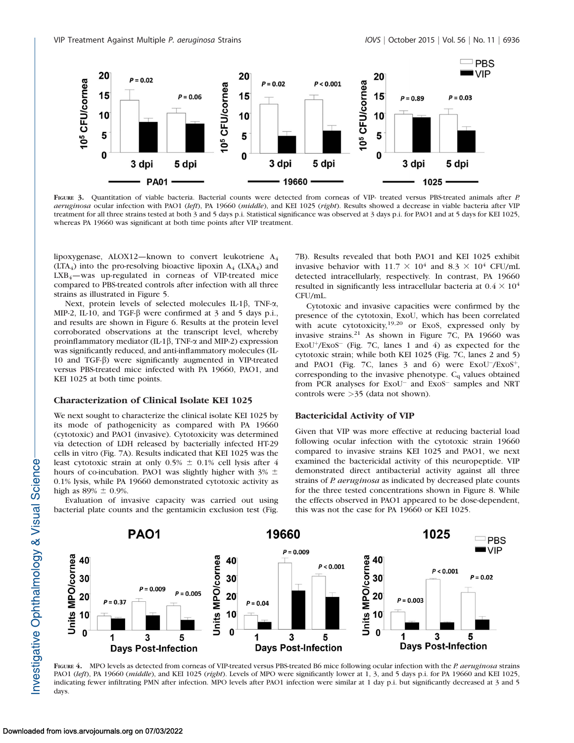FIGURE 3. Quantitation of viable bacteria. Bacterial counts were detected from corneas of VIP- treated versus PBS-treated animals after *P. aeruginosa* ocular infection with PAO1 (*left*), PA 19660 (*middle*), and KEI 1025 (*right*). Results showed a decrease in viable bacteria after VIP treatment for all three strains tested at both 3 and 5 days p.i. Statistical significance was observed at 3 days p.i. for PAO1 and at 5 days for KEI 1025, whereas PA 19660 was significant at both time points after VIP treatment.

lipoxygenase, ALOX12—known to convert leukotriene $A_4$ ($LTA_4$) into the pro-resolving bioactive lipoxin $A_4$ ($LXA_4$) and $LXB_4$—was up-regulated in corneas of VIP-treated mice compared to PBS-treated controls after infection with all three strains as illustrated in Figure 5.

Next, protein levels of selected molecules IL-1β, TNF-α, MIP-2, IL-10, and TGF-β were confirmed at 3 and 5 days p.i., and results are shown in Figure 6. Results at the protein level corroborated observations at the transcript level, whereby proinflammatory mediator (IL-1β, TNF-α and MIP-2) expression was significantly reduced, and anti-inflammatory molecules (IL-10 and TGF-β) were significantly augmented in VIP-treated versus PBS-treated mice infected with PA 19660, PAO1, and KEI 1025 at both time points.

### Characterization of Clinical Isolate KEI 1025

We next sought to characterize the clinical isolate KEI 1025 by its mode of pathogenicity as compared with PA 19660 (cytotoxic) and PAO1 (invasive). Cytotoxicity was determined via detection of LDH released by bacterially infected HT-29 cells in vitro (Fig. 7A). Results indicated that KEI 1025 was the least cytotoxic strain at only 0.5% ± 0.1% cell lysis after 4 hours of co-incubation. PAO1 was slightly higher with 3% ± 0.1% lysis, while PA 19660 demonstrated cytotoxic activity as high as 89% ± 0.9%.

Evaluation of invasive capacity was carried out using bacterial plate counts and the gentamicin exclusion test (Fig. 7B). Results revealed that both PAO1 and KEI 1025 exhibit invasive behavior with $11.7 \times 10^4$ and $8.3 \times 10^4$ CFU/mL detected intracellularly, respectively. In contrast, PA 19660 resulted in significantly less intracellular bacteria at $0.4 \times 10^4$ CFU/mL.

Cytotoxic and invasive capacities were confirmed by the presence of the cytotoxin, ExoU, which has been correlated with acute cytotoxicity,[19,20] or ExoS, expressed only by invasive strains.[21] As shown in Figure 7C, PA 19660 was $ExoU^+/ExoS^-$ (Fig. 7C, lanes 1 and 4) as expected for the cytotoxic strain; while both KEI 1025 (Fig. 7C, lanes 2 and 5) and PAO1 (Fig. 7C, lanes 3 and 6) were $ExoU^-/ExoS^+$, corresponding to the invasive phenotype. $C_q$ values obtained from PCR analyses for $ExoU^-$ and $ExoS^-$ samples and NRT controls were >35 (data not shown).

### Bactericidal Activity of VIP

Given that VIP was more effective at reducing bacterial load following ocular infection with the cytotoxic strain 19660 compared to invasive strains KEI 1025 and PAO1, we next examined the bactericidal activity of this neuropeptide. VIP demonstrated direct antibacterial activity against all three strains of *P. aeruginosa* as indicated by decreased plate counts for the three tested concentrations shown in Figure 8. While the effects observed in PAO1 appeared to be dose-dependent, this was not the case for PA 19660 or KEI 1025.

FIGURE 4. MPO levels as detected from corneas of VIP-treated versus PBS-treated B6 mice following ocular infection with the *P. aeruginosa* strains PAO1 (*left*), PA 19660 (*middle*), and KEI 1025 (*right*). Levels of MPO were significantly lower at 1, 3, and 5 days p.i. for PA 19660 and KEI 1025, indicating fewer infiltrating PMN after infection. MPO levels after PAO1 infection were similar at 1 day p.i. but significantly decreased at 3 and 5 days.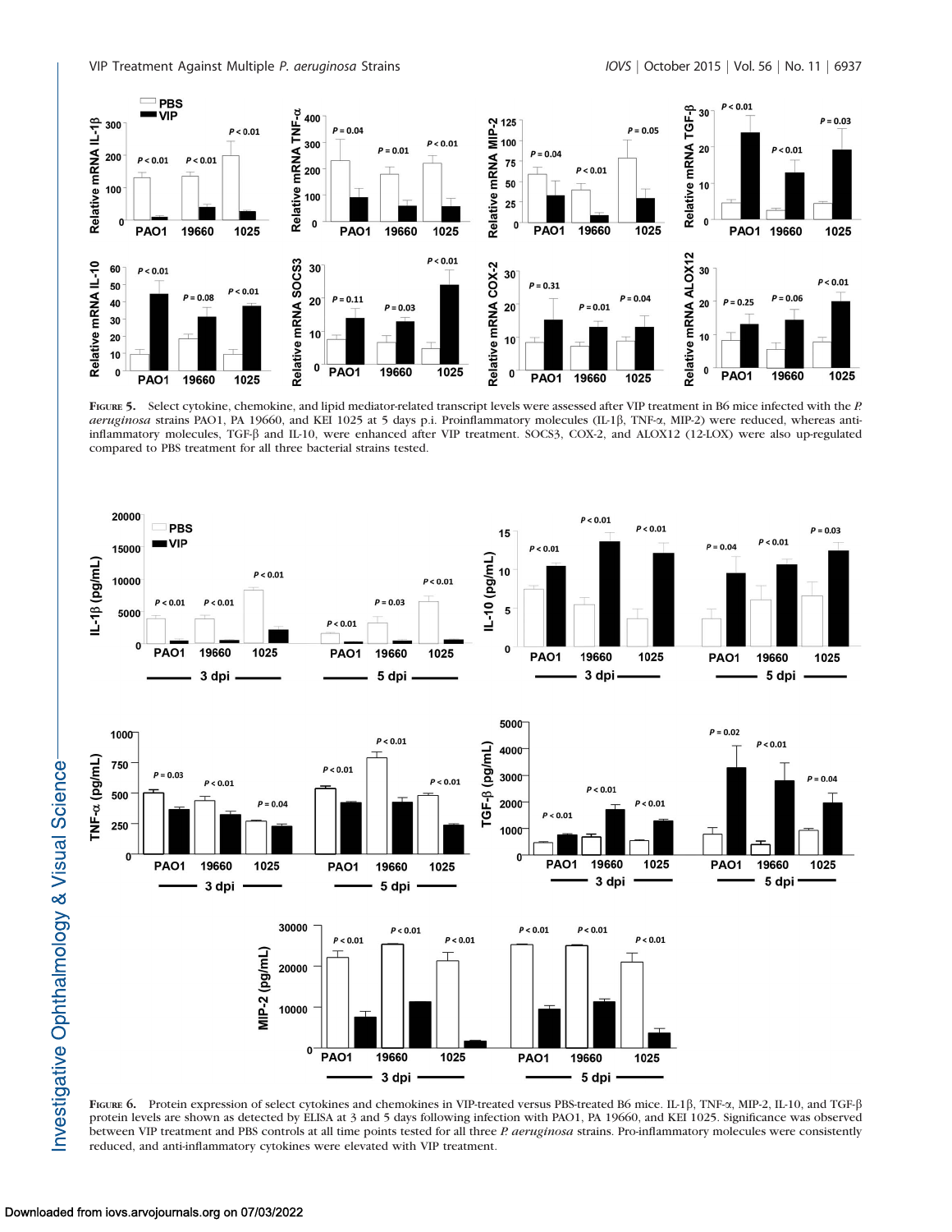**Figure 5.** Select cytokine, chemokine, and lipid mediator-related transcript levels were assessed after VIP treatment in B6 mice infected with the *P. aeruginosa* strains PAO1, PA 19660, and KEI 1025 at 5 days p.i. Proinflammatory molecules (IL-1β, TNF-α, MIP-2) were reduced, whereas anti-inflammatory molecules, TGF-β and IL-10, were enhanced after VIP treatment. SOCS3, COX-2, and ALOX12 (12-LOX) were also up-regulated compared to PBS treatment for all three bacterial strains tested.

**Figure 6.** Protein expression of select cytokines and chemokines in VIP-treated versus PBS-treated B6 mice. IL1β, TNF-α, MIP-2, IL-10, and TGF-β protein levels are shown as detected by ELISA at 3 and 5 days following infection with PAO1, PA 19660, and KEI 1025. Significance was observed between VIP treatment and PBS controls at all time points tested for all three *P. aeruginosa* strains. Pro-inflammatory molecules were consistently reduced, and anti-inflammatory cytokines were elevated with VIP treatment.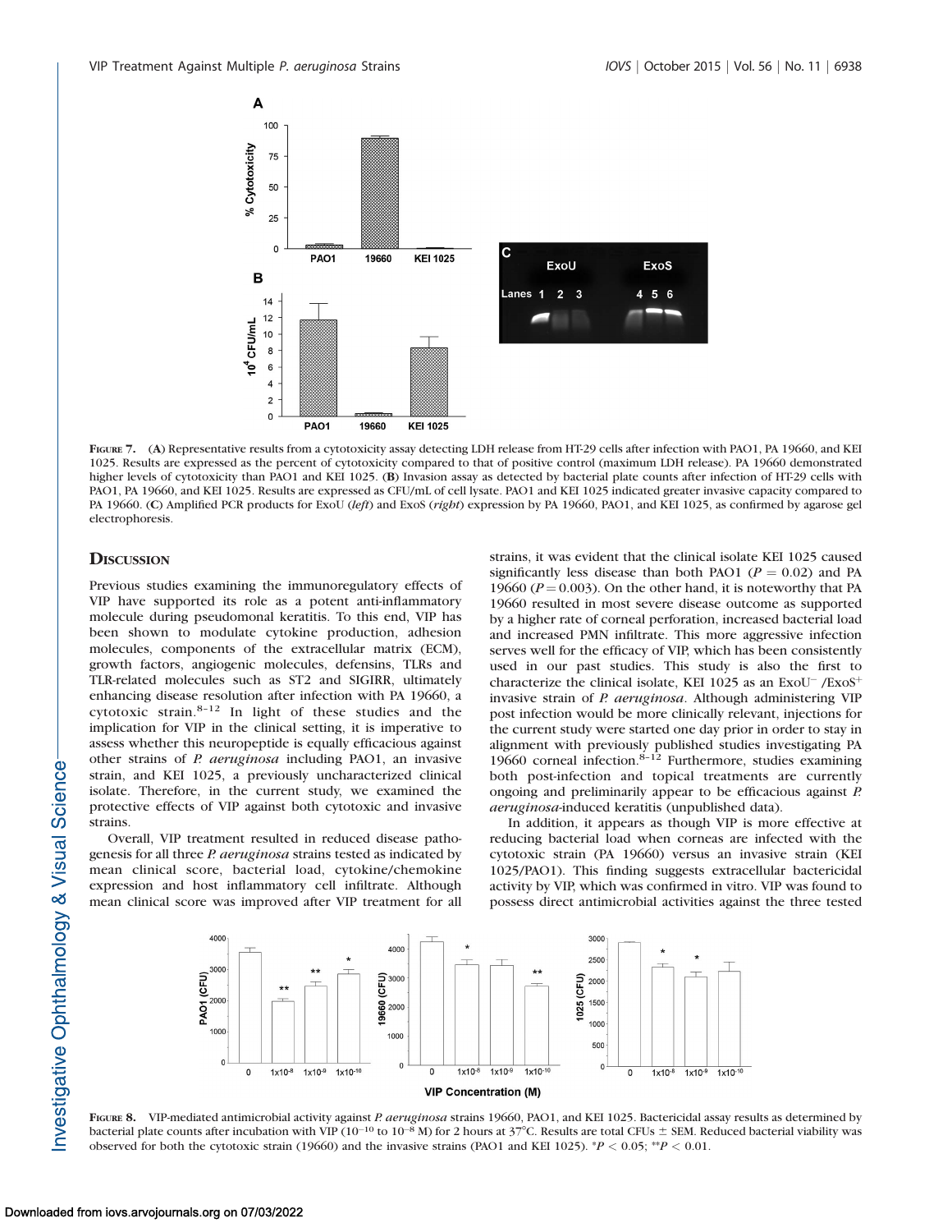**Figure 7.** (**A**) Representative results from a cytotoxicity assay detecting LDH release from HT-29 cells after infection with PAO1, PA 19660, and KEI 1025. Results are expressed as the percent of cytotoxicity compared to that of positive control (maximum LDH release). PA 19660 demonstrated higher levels of cytotoxicity than PAO1 and KEI 1025. (**B**) Invasion assay as detected by bacterial plate counts after infection of HT-29 cells with PAO1, PA 19660, and KEI 1025. Results are expressed as CFU/mL of cell lysate. PAO1 and KEI 1025 indicated greater invasive capacity compared to PA 19660. (**C**) Amplified PCR products for ExoU (*left*) and ExoS (*right*) expression by PA 19660, PAO1, and KEI 1025, as confirmed by agarose gel electrophoresis.

## Discussion

Previous studies examining the immunoregulatory effects of VIP have supported its role as a potent anti-inflammatory molecule during pseudomonal keratitis. To this end, VIP has been shown to modulate cytokine production, adhesion molecules, components of the extracellular matrix (ECM), growth factors, angiogenic molecules, defensins, TLRs and TLR-related molecules such as ST2 and SIGIRR, ultimately enhancing disease resolution after infection with PA 19660, a cytotoxic strain.[8–12] In light of these studies and the implication for VIP in the clinical setting, it is imperative to assess whether this neuropeptide is equally efficacious against other strains of *P. aeruginosa* including PAO1, an invasive strain, and KEI 1025, a previously uncharacterized clinical isolate. Therefore, in the current study, we examined the protective effects of VIP against both cytotoxic and invasive strains.

Overall, VIP treatment resulted in reduced disease pathogenesis for all three *P. aeruginosa* strains tested as indicated by mean clinical score, bacterial load, cytokine/chemokine expression and host inflammatory cell infiltrate. Although mean clinical score was improved after VIP treatment for all strains, it was evident that the clinical isolate KEI 1025 caused significantly less disease than both PAO1 ($P = 0.02$) and PA 19660 ($P = 0.003$). On the other hand, it is noteworthy that PA 19660 resulted in most severe disease outcome as supported by a higher rate of corneal perforation, increased bacterial load and increased PMN infiltrate. This more aggressive infection serves well for the efficacy of VIP, which has been consistently used in our past studies. This study is also the first to characterize the clinical isolate, KEI 1025 as an $ExoU^-$ /$ExoS^+$ invasive strain of *P. aeruginosa*. Although administering VIP post infection would be more clinically relevant, injections for the current study were started one day prior in order to stay in alignment with previously published studies investigating PA 19660 corneal infection.[8–12] Furthermore, studies examining both post-infection and topical treatments are currently ongoing and preliminarily appear to be efficacious against *P. aeruginosa*-induced keratitis (unpublished data).

In addition, it appears as though VIP is more effective at reducing bacterial load when corneas are infected with the cytotoxic strain (PA 19660) versus an invasive strain (KEI 1025/PAO1). This finding suggests extracellular bactericidal activity by VIP, which was confirmed in vitro. VIP was found to possess direct antimicrobial activities against the three tested

**Figure 8.** VIP-mediated antimicrobial activity against *P. aeruginosa* strains 19660, PAO1, and KEI 1025. Bactericidal assay results as determined by bacterial plate counts after incubation with VIP ($10^{-10}$ to $10^{-8}$ M) for 2 hours at 37°C. Results are total CFUs ± SEM. Reduced bacterial viability was observed for both the cytotoxic strain (19660) and the invasive strains (PAO1 and KEI 1025). $^*P < 0.05$; $^{**}P < 0.01$.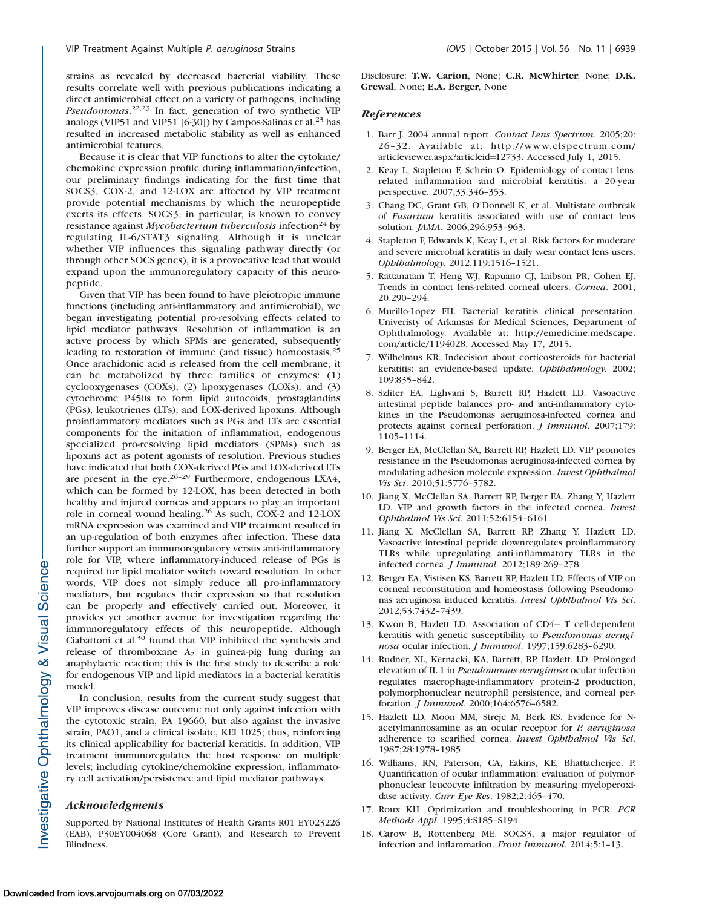strains as revealed by decreased bacterial viability. These results correlate well with previous publications indicating a direct antimicrobial effect on a variety of pathogens, including *Pseudomonas*.[22,23] In fact, generation of two synthetic VIP analogs (VIP51 and VIP51 [6-30]) by Campos-Salinas et al.[23] has resulted in increased metabolic stability as well as enhanced antimicrobial features.

Because it is clear that VIP functions to alter the cytokine/chemokine expression profile during inflammation/infection, our preliminary findings indicating for the first time that SOCS3, COX-2, and 12-LOX are affected by VIP treatment provide potential mechanisms by which the neuropeptide exerts its effects. SOCS3, in particular, is known to convey resistance against *Mycobacterium tuberculosis* infection[24] by regulating IL-6/STAT3 signaling. Although it is unclear whether VIP influences this signaling pathway directly (or through other SOCS genes), it is a provocative lead that would expand upon the immunoregulatory capacity of this neuropeptide.

Given that VIP has been found to have pleiotropic immune functions (including anti-inflammatory and antimicrobial), we began investigating potential pro-resolving effects related to lipid mediator pathways. Resolution of inflammation is an active process by which SPMs are generated, subsequently leading to restoration of immune (and tissue) homeostasis.[25] Once arachidonic acid is released from the cell membrane, it can be metabolized by three families of enzymes: (1) cyclooxygenases (COXs), (2) lipoxygenases (LOXs), and (3) cytochrome P450s to form lipid autocoids, prostaglandins (PGs), leukotrienes (LTs), and LOX-derived lipoxins. Although proinflammatory mediators such as PGs and LTs are essential components for the initiation of inflammation, endogenous specialized pro-resolving lipid mediators (SPMs) such as lipoxins act as potent agonists of resolution. Previous studies have indicated that both COX-derived PGs and LOX-derived LTs are present in the eye.[26–29] Furthermore, endogenous LXA4, which can be formed by 12-LOX, has been detected in both healthy and injured corneas and appears to play an important role in corneal wound healing.[26] As such, COX-2 and 12-LOX mRNA expression was examined and VIP treatment resulted in an up-regulation of both enzymes after infection. These data further support an immunoregulatory versus anti-inflammatory role for VIP, where inflammatory-induced release of PGs is required for lipid mediator switch toward resolution. In other words, VIP does not simply reduce all pro-inflammatory mediators, but regulates their expression so that resolution can be properly and effectively carried out. Moreover, it provides yet another avenue for investigation regarding the immunoregulatory effects of this neuropeptide. Although Ciabattoni et al.[30] found that VIP inhibited the synthesis and release of thromboxane $A_2$ in guinea-pig lung during an anaphylactic reaction; this is the first study to describe a role for endogenous VIP and lipid mediators in a bacterial keratitis model.

In conclusion, results from the current study suggest that VIP improves disease outcome not only against infection with the cytotoxic strain, PA 19660, but also against the invasive strain, PAO1, and a clinical isolate, KEI 1025; thus, reinforcing its clinical applicability for bacterial keratitis. In addition, VIP treatment immunoregulates the host response on multiple levels; including cytokine/chemokine expression, inflammatory cell activation/persistence and lipid mediator pathways.

## Acknowledgments

Supported by National Institutes of Health Grants R01 EY023226 (EAB), P30EY004068 (Core Grant), and Research to Prevent Blindness.

Disclosure: **T.W. Carion**, None; **C.R. McWhirter**, None; **D.K. Grewal**, None; **E.A. Berger**, None

## References

1. Barr J. 2004 annual report. *Contact Lens Spectrum*. 2005;20: 26–32. Available at: http://www.clspectrum.com/articleviewer.aspx?articleid=12733. Accessed July 1, 2015.
2. Keay L, Stapleton F, Schein O. Epidemiology of contact lens-related inflammation and microbial keratitis: a 20-year perspective. 2007;33:346–353.
3. Chang DC, Grant GB, O'Donnell K, et al. Multistate outbreak of *Fusarium* keratitis associated with use of contact lens solution. *JAMA*. 2006;296:953–963.
4. Stapleton F, Edwards K, Keay L, et al. Risk factors for moderate and severe microbial keratitis in daily wear contact lens users. *Ophthalmology*. 2012;119:1516–1521.
5. Rattanatam T, Heng WJ, Rapuano CJ, Laibson PR, Cohen EJ. Trends in contact lens-related corneal ulcers. *Cornea*. 2001; 20:290–294.
6. Murillo-Lopez FH. Bacterial keratitis clinical presentation. Univeristy of Arkansas for Medical Sciences, Department of Ophthalmology. Available at: http://emedicine.medscape.com/article/1194028. Accessed May 17, 2015.
7. Wilhelmus KR. Indecision about corticosteroids for bacterial keratitis: an evidence-based update. *Ophthalmology*. 2002; 109:835–842.
8. Szliter EA, Lighvani S, Barrett RP, Hazlett LD. Vasoactive intestinal peptide balances pro- and anti-inflammatory cytokines in the Pseudomonas aeruginosa-infected cornea and protects against corneal perforation. *J Immunol*. 2007;179: 1105–1114.
9. Berger EA, McClellan SA, Barrett RP, Hazlett LD. VIP promotes resistance in the Pseudomonas aeruginosa-infected cornea by modulating adhesion molecule expression. *Invest Ophthalmol Vis Sci*. 2010;51:5776–5782.
10. Jiang X, McClellan SA, Barrett RP, Berger EA, Zhang Y, Hazlett LD. VIP and growth factors in the infected cornea. *Invest Ophthalmol Vis Sci*. 2011;52:6154–6161.
11. Jiang X, McClellan SA, Barrett RP, Zhang Y, Hazlett LD. Vasoactive intestinal peptide downregulates proinflammatory TLRs while upregulating anti-inflammatory TLRs in the infected cornea. *J Immunol*. 2012;189:269–278.
12. Berger EA, Vistisen KS, Barrett RP, Hazlett LD. Effects of VIP on corneal reconstitution and homeostasis following Pseudomonas aeruginosa induced keratitis. *Invest Ophthalmol Vis Sci*. 2012;53:7432–7439.
13. Kwon B, Hazlett LD. Association of CD4+ T cell-dependent keratitis with genetic susceptibility to *Pseudomonas aeruginosa* ocular infection. *J Immunol*. 1997;159:6283–6290.
14. Rudner, XL, Kernacki, KA, Barrett, RP, Hazlett. LD. Prolonged elevation of IL 1 in *Pseudomonas aeruginosa* ocular infection regulates macrophage-inflammatory protein-2 production, polymorphonuclear neutrophil persistence, and corneal perforation. *J Immunol*. 2000;164:6576–6582.
15. Hazlett LD, Moon MM, Strejc M, Berk RS. Evidence for N-acetylmannosamine as an ocular receptor for *P. aeruginosa* adherence to scarified cornea. *Invest Ophthalmol Vis Sci*. 1987;28:1978–1985.
16. Williams, RN, Paterson, CA, Eakins, KE, Bhattacherjee. P. Quantification of ocular inflammation: evaluation of polymorphonuclear leucocyte infiltration by measuring myeloperoxidase activity. *Curr Eye Res*. 1982;2:465–470.
17. Roux KH. Optimization and troubleshooting in PCR. *PCR Methods Appl*. 1995;4:S185–S194.
18. Carow B, Rottenberg ME. SOCS3, a major regulator of infection and inflammation. *Front Immunol*. 2014;5:1–13.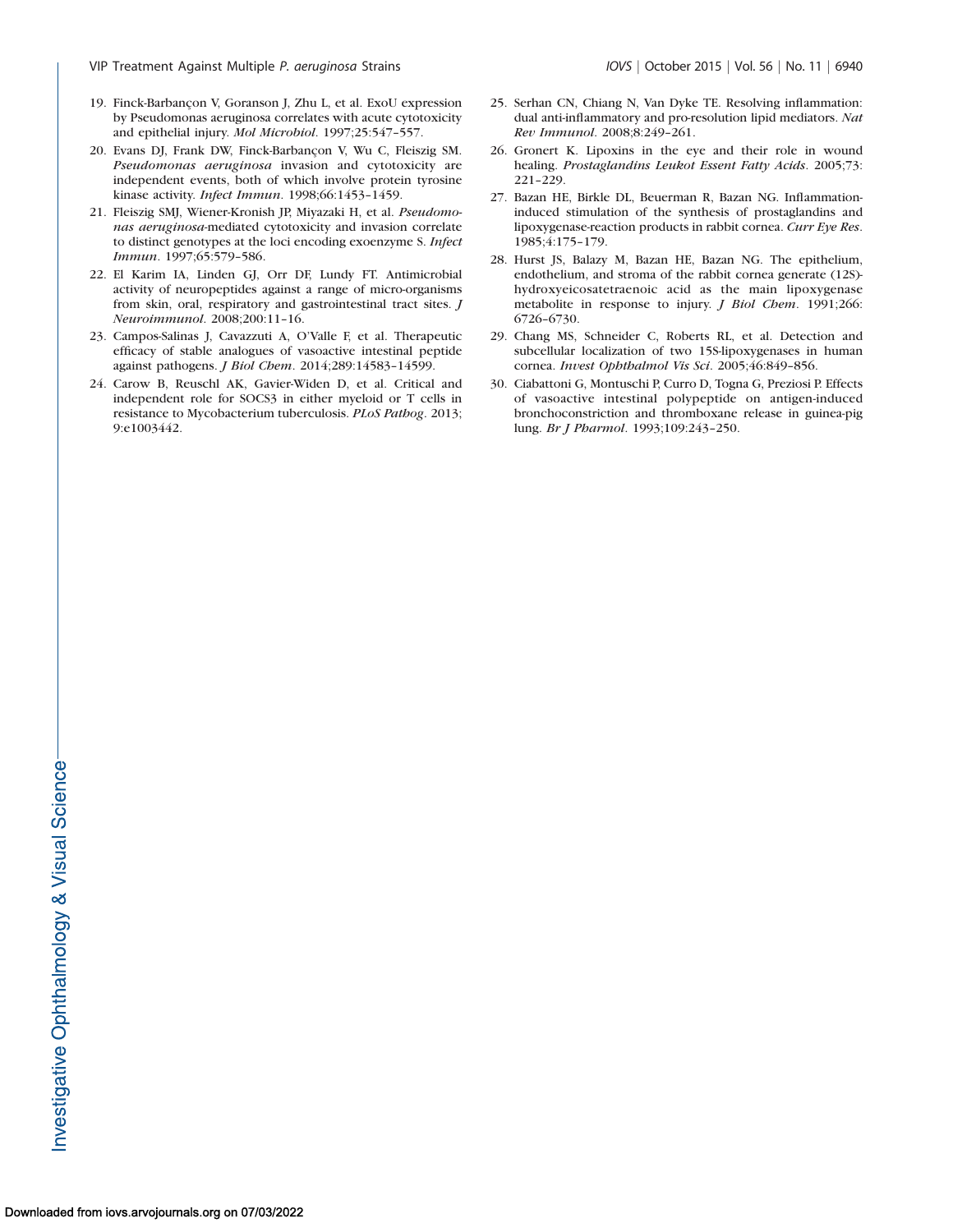19. Finck-Barbançon V, Goranson J, Zhu L, et al. ExoU expression by Pseudomonas aeruginosa correlates with acute cytotoxicity and epithelial injury. *Mol Microbiol*. 1997;25:547–557.
20. Evans DJ, Frank DW, Finck-Barbançon V, Wu C, Fleiszig SM. *Pseudomonas aeruginosa* invasion and cytotoxicity are independent events, both of which involve protein tyrosine kinase activity. *Infect Immun*. 1998;66:1453–1459.
21. Fleiszig SMJ, Wiener-Kronish JP, Miyazaki H, et al. *Pseudomonas aeruginosa*-mediated cytotoxicity and invasion correlate to distinct genotypes at the loci encoding exoenzyme S. *Infect Immun*. 1997;65:579–586.
22. El Karim IA, Linden GJ, Orr DF, Lundy FT. Antimicrobial activity of neuropeptides against a range of micro-organisms from skin, oral, respiratory and gastrointestinal tract sites. *J Neuroimmunol*. 2008;200:11–16.
23. Campos-Salinas J, Cavazzuti A, O'Valle F, et al. Therapeutic efficacy of stable analogues of vasoactive intestinal peptide against pathogens. *J Biol Chem*. 2014;289:14583–14599.
24. Carow B, Reuschl AK, Gavier-Widen D, et al. Critical and independent role for SOCS3 in either myeloid or T cells in resistance to Mycobacterium tuberculosis. *PLoS Pathog*. 2013;9:e1003442.
25. Serhan CN, Chiang N, Van Dyke TE. Resolving inflammation: dual anti-inflammatory and pro-resolution lipid mediators. *Nat Rev Immunol*. 2008;8:249–261.
26. Gronert K. Lipoxins in the eye and their role in wound healing. *Prostaglandins Leukot Essent Fatty Acids*. 2005;73:221–229.
27. Bazan HE, Birkle DL, Beuerman R, Bazan NG. Inflammation-induced stimulation of the synthesis of prostaglandins and lipoxygenase-reaction products in rabbit cornea. *Curr Eye Res*. 1985;4:175–179.
28. Hurst JS, Balazy M, Bazan HE, Bazan NG. The epithelium, endothelium, and stroma of the rabbit cornea generate (12S)-hydroxyeicosatetraenoic acid as the main lipoxygenase metabolite in response to injury. *J Biol Chem*. 1991;266:6726–6730.
29. Chang MS, Schneider C, Roberts RL, et al. Detection and subcellular localization of two 15S-lipoxygenases in human cornea. *Invest Ophthalmol Vis Sci*. 2005;46:849–856.
30. Ciabattoni G, Montuschi P, Curro D, Togna G, Preziosi P. Effects of vasoactive intestinal polypeptide on antigen-induced bronchoconstriction and thromboxane release in guinea-pig lung. *Br J Pharmol*. 1993;109:243–250.